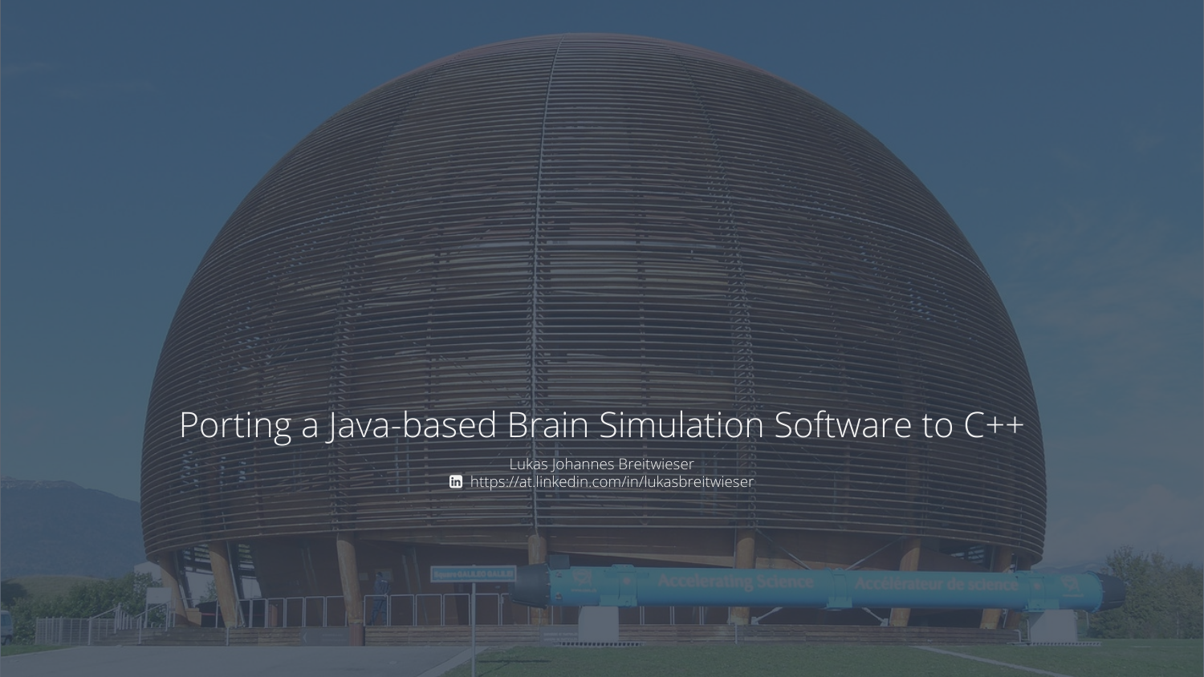# Porting a Java-based Brain Simulation Software to C++

Lukas Johannes Breitwieser

https://at.linkedin.com/in/lukasbreitwieser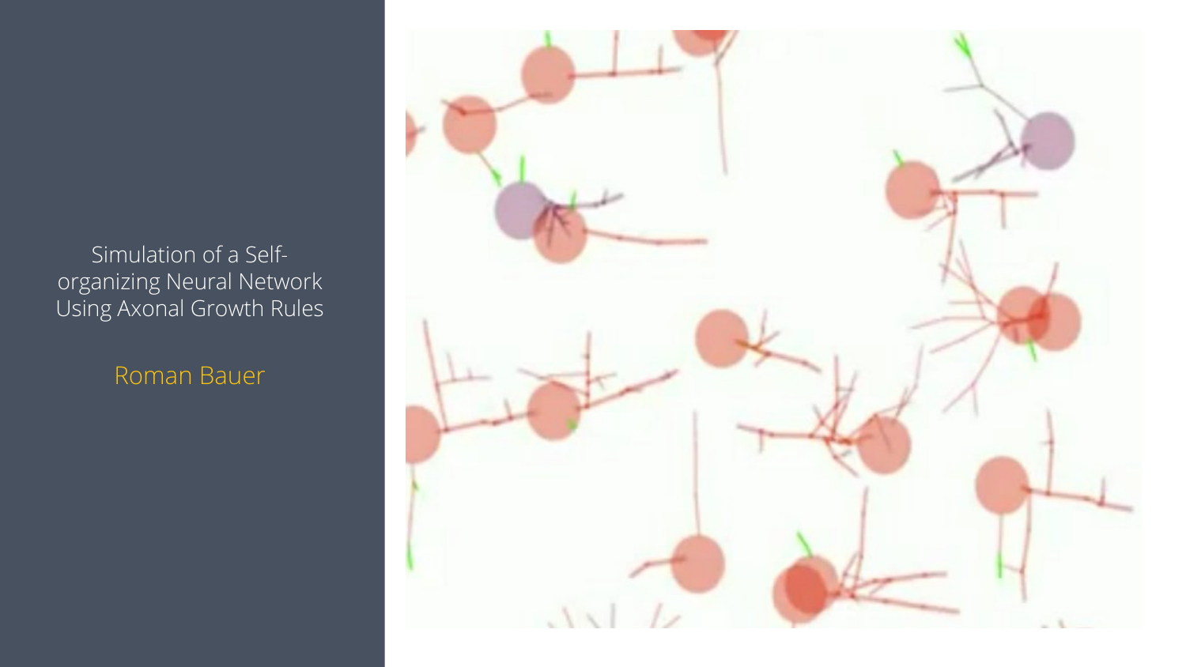Simulation of a Self-organizing Neural Network Using Axonal Growth Rules

Roman Bauer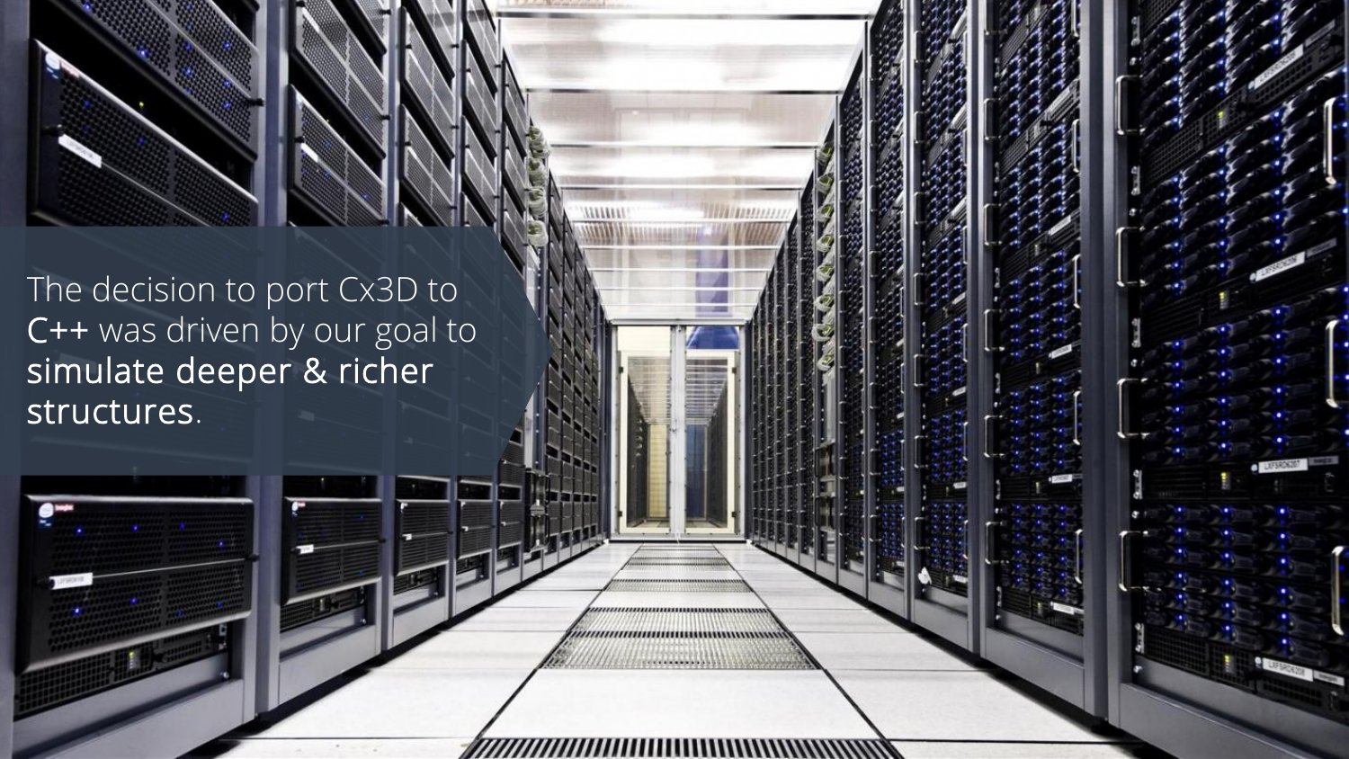The decision to port Cx3D to **C++** was driven by our goal to **simulate deeper & richer structures**.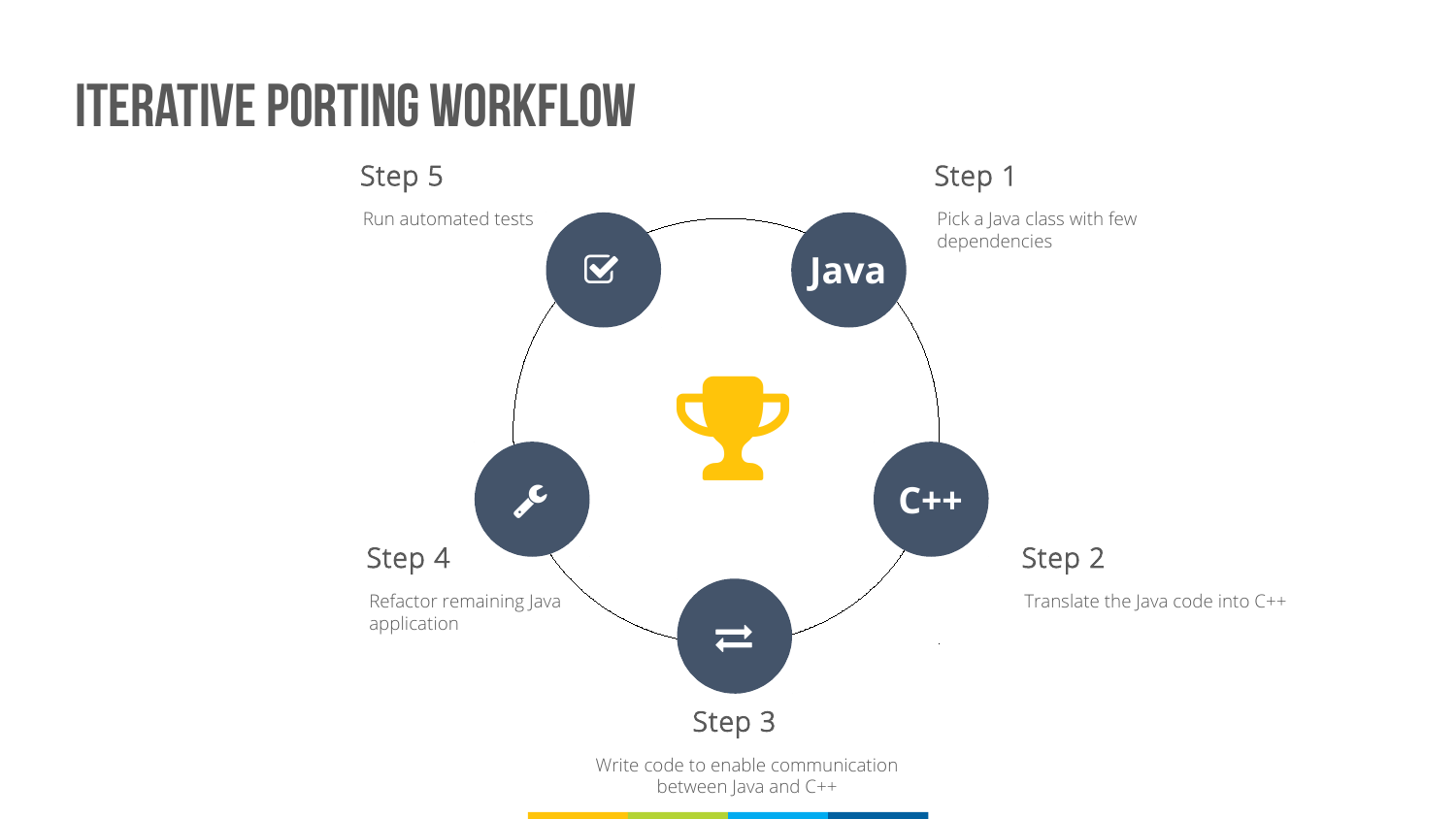# ITERATIVE PORTING WORKFLOW

### Step 1

Pick a Java class with few dependencies

### Step 2

Translate the Java code into C++

### Step 3

Write code to enable communication between Java and C++

### Step 4

Refactor remaining Java application

### Step 5

Run automated tests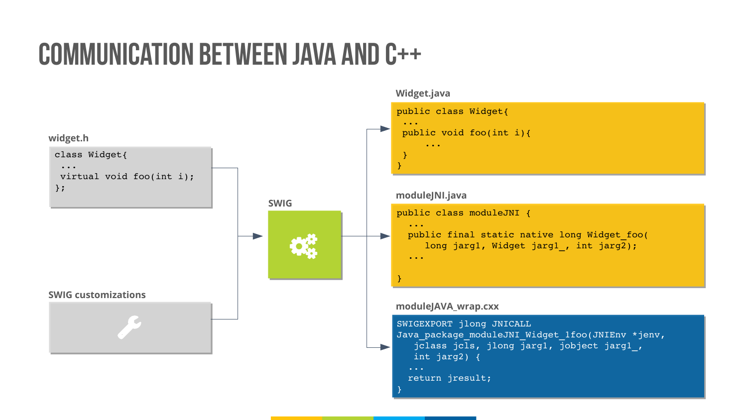# COMMUNICATION BETWEEN JAVA AND C++

**widget.h**

```
class Widget{
 ...
 virtual void foo(int i);
};
```

**SWIG customizations**

**SWIG**

**Widget.java**

```
public class Widget{
 ...
 public void foo(int i){
     ...
 }
}
```

**moduleJNI.java**

```
public class moduleJNI {
  ...
  public final static native long Widget_foo(
     long jarg1, Widget jarg1_, int jarg2);
  ...

}
```

**moduleJAVA_wrap.cxx**

```
SWIGEXPORT jlong JNICALL
Java_package_moduleJNI_Widget_1foo(JNIEnv *jenv,
   jclass jcls, jlong jarg1, jobject jarg1_,
   int jarg2) {
  ...
  return jresult;
}
```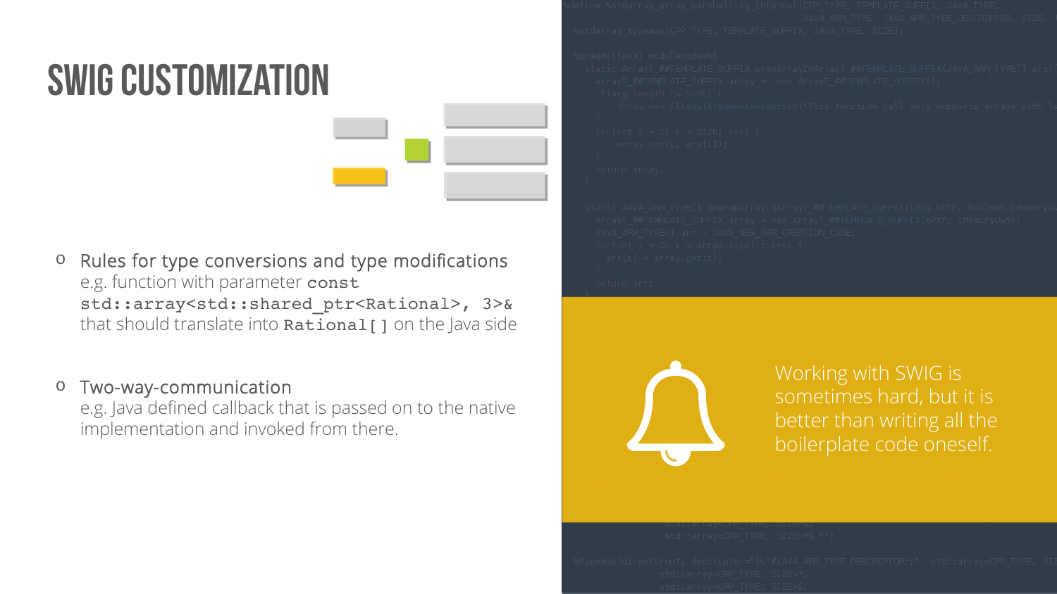# SWIG CUSTOMIZATION

- Rules for type conversions and type modifications
  e.g. function with parameter `const std::array<std::shared_ptr<Rational>, 3>&` that should translate into `Rational[]` on the Java side

- Two-way-communication
  e.g. Java defined callback that is passed on to the native implementation and invoked from there.

Working with SWIG is sometimes hard, but it is better than writing all the boilerplate code oneself.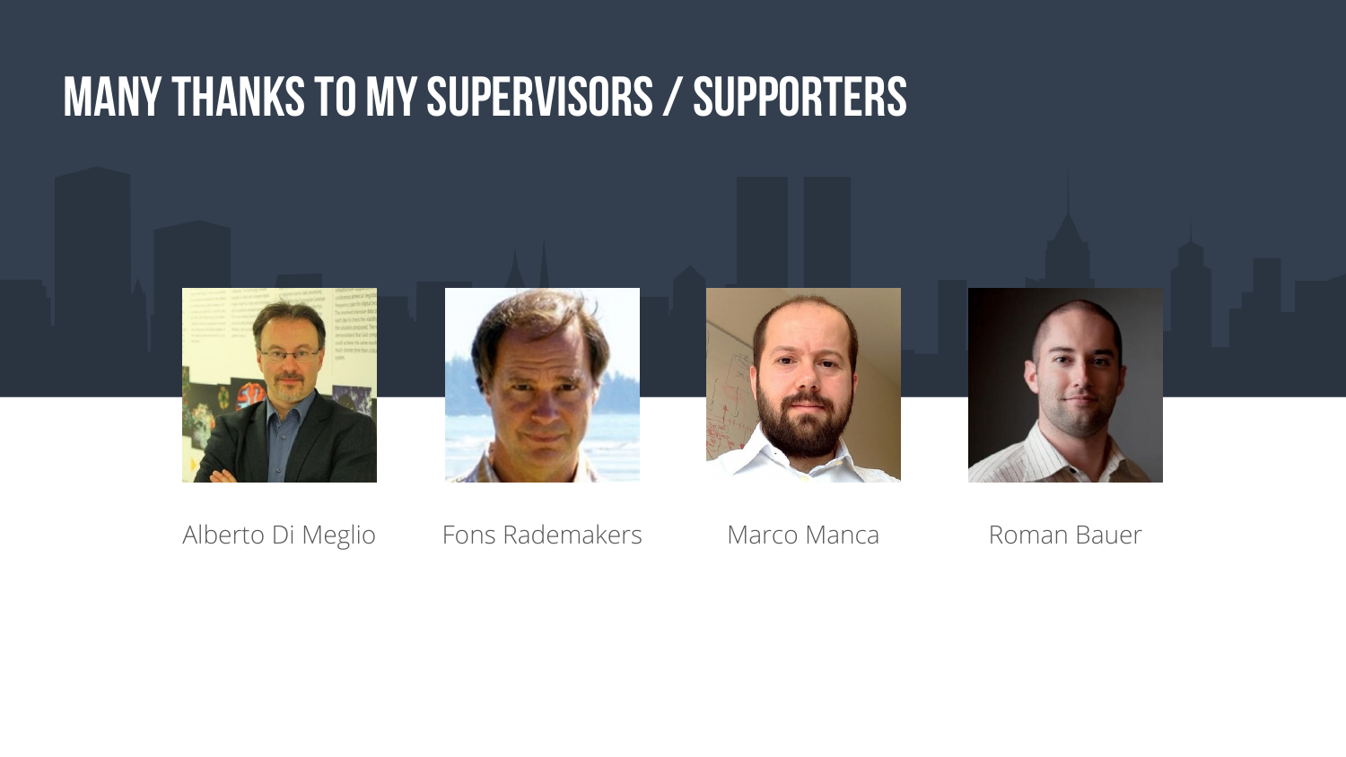# MANY THANKS TO MY SUPERVISORS / SUPPORTERS

Alberto Di Meglio

Fons Rademakers

Marco Manca

Roman Bauer